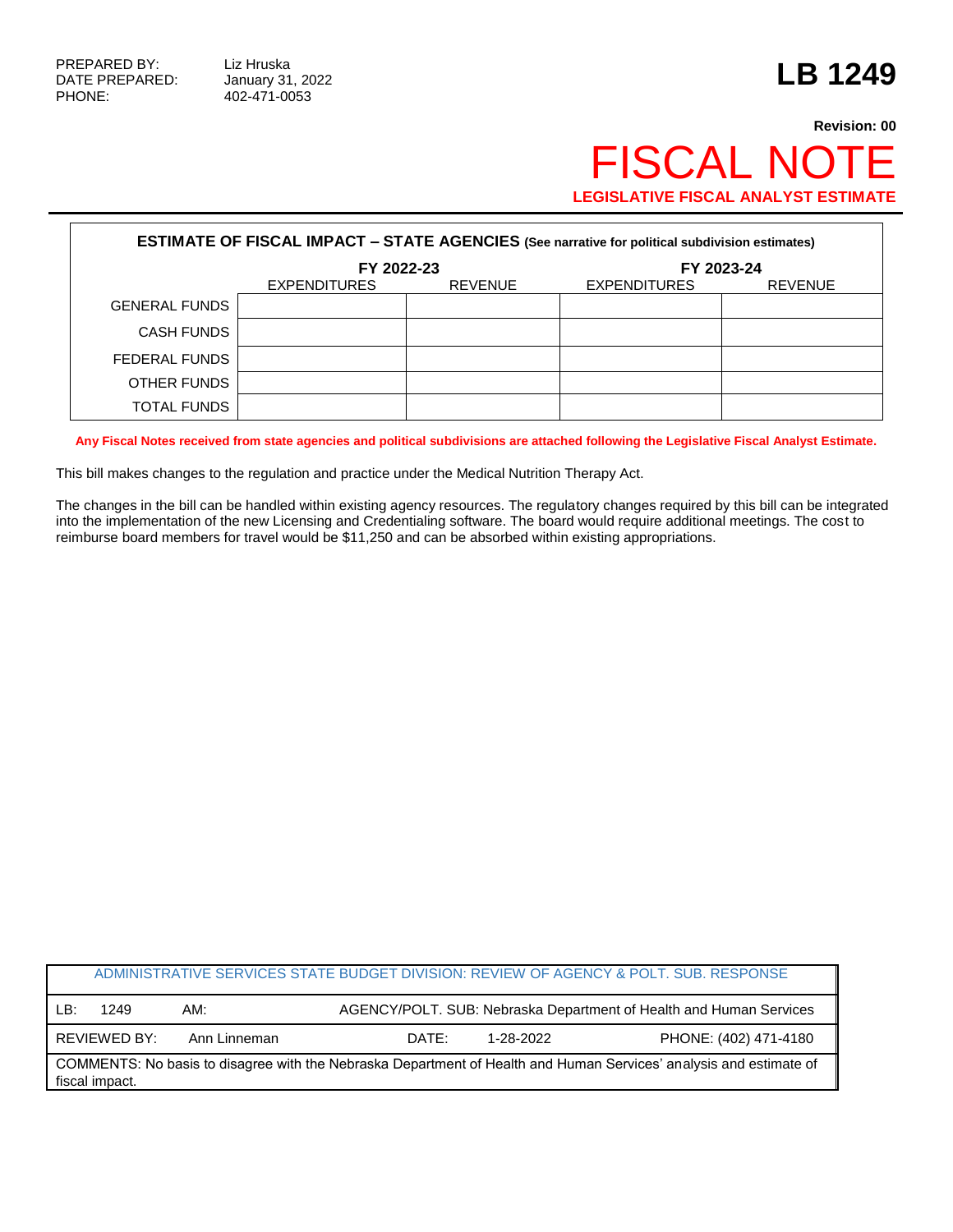PREPARED BY: Liz Hruska
DATE PREPARED: January 31, 2022
PHONE: 402-471-0053

# LB 1249

**Revision: 00**

# FISCAL NOTE

**LEGISLATIVE FISCAL ANALYST ESTIMATE**

**ESTIMATE OF FISCAL IMPACT – STATE AGENCIES (See narrative for political subdivision estimates)**

| | FY 2022-23 | | FY 2023-24 | |
|---|---|---|---|---|
| | EXPENDITURES | REVENUE | EXPENDITURES | REVENUE |
| GENERAL FUNDS | | | | |
| CASH FUNDS | | | | |
| FEDERAL FUNDS | | | | |
| OTHER FUNDS | | | | |
| TOTAL FUNDS | | | | |

**Any Fiscal Notes received from state agencies and political subdivisions are attached following the Legislative Fiscal Analyst Estimate.**

This bill makes changes to the regulation and practice under the Medical Nutrition Therapy Act.

The changes in the bill can be handled within existing agency resources. The regulatory changes required by this bill can be integrated into the implementation of the new Licensing and Credentialing software. The board would require additional meetings. The cost to reimburse board members for travel would be $11,250 and can be absorbed within existing appropriations.

| ADMINISTRATIVE SERVICES STATE BUDGET DIVISION: REVIEW OF AGENCY & POLT. SUB. RESPONSE | | | |
|---|---|---|---|
| LB: 1249 | AM: | AGENCY/POLT. SUB: Nebraska Department of Health and Human Services | |
| REVIEWED BY: Ann Linneman | | DATE: 1-28-2022 | PHONE: (402) 471-4180 |
| COMMENTS: No basis to disagree with the Nebraska Department of Health and Human Services' analysis and estimate of fiscal impact. | | | |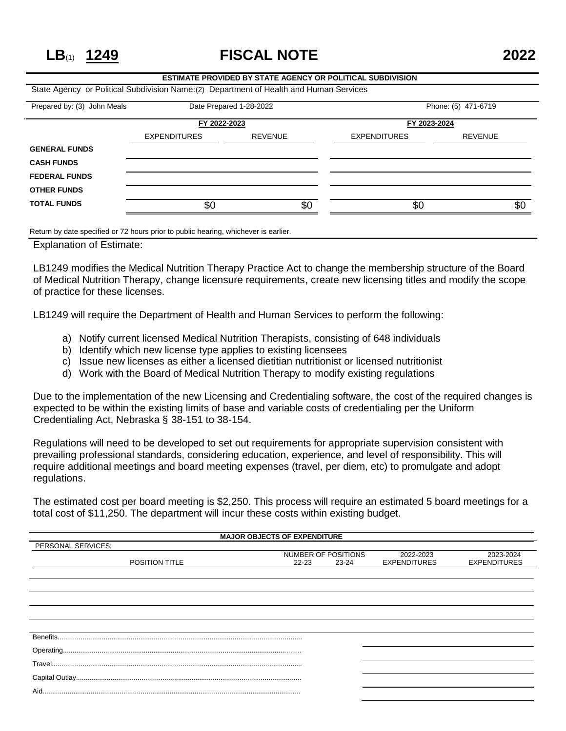# LB(1) 1249 FISCAL NOTE 2022

**ESTIMATE PROVIDED BY STATE AGENCY OR POLITICAL SUBDIVISION**

State Agency or Political Subdivision Name:(2) Department of Health and Human Services

Prepared by: (3) John Meals | Date Prepared 1-28-2022 | Phone: (5) 471-6719

| | FY 2022-2023 | | FY 2023-2024 | |
|---|---|---|---|---|
| | EXPENDITURES | REVENUE | EXPENDITURES | REVENUE |
| **GENERAL FUNDS** | | | | |
| **CASH FUNDS** | | | | |
| **FEDERAL FUNDS** | | | | |
| **OTHER FUNDS** | | | | |
| **TOTAL FUNDS** | $0 | $0 | $0 | $0 |

Return by date specified or 72 hours prior to public hearing, whichever is earlier.

Explanation of Estimate:

LB1249 modifies the Medical Nutrition Therapy Practice Act to change the membership structure of the Board of Medical Nutrition Therapy, change licensure requirements, create new licensing titles and modify the scope of practice for these licenses.

LB1249 will require the Department of Health and Human Services to perform the following:

a) Notify current licensed Medical Nutrition Therapists, consisting of 648 individuals
b) Identify which new license type applies to existing licensees
c) Issue new licenses as either a licensed dietitian nutritionist or licensed nutritionist
d) Work with the Board of Medical Nutrition Therapy to modify existing regulations

Due to the implementation of the new Licensing and Credentialing software, the cost of the required changes is expected to be within the existing limits of base and variable costs of credentialing per the Uniform Credentialing Act, Nebraska § 38-151 to 38-154.

Regulations will need to be developed to set out requirements for appropriate supervision consistent with prevailing professional standards, considering education, experience, and level of responsibility. This will require additional meetings and board meeting expenses (travel, per diem, etc) to promulgate and adopt regulations.

The estimated cost per board meeting is $2,250. This process will require an estimated 5 board meetings for a total cost of $11,250. The department will incur these costs within existing budget.

**MAJOR OBJECTS OF EXPENDITURE**

PERSONAL SERVICES:

| POSITION TITLE | NUMBER OF POSITIONS 22-23 | NUMBER OF POSITIONS 23-24 | 2022-2023 EXPENDITURES | 2023-2024 EXPENDITURES |
|---|---|---|---|---|
| | | | | |
| | | | | |
| | | | | |
| | | | | |
| Benefits | | | | |
| Operating | | | | |
| Travel | | | | |
| Capital Outlay | | | | |
| Aid | | | | |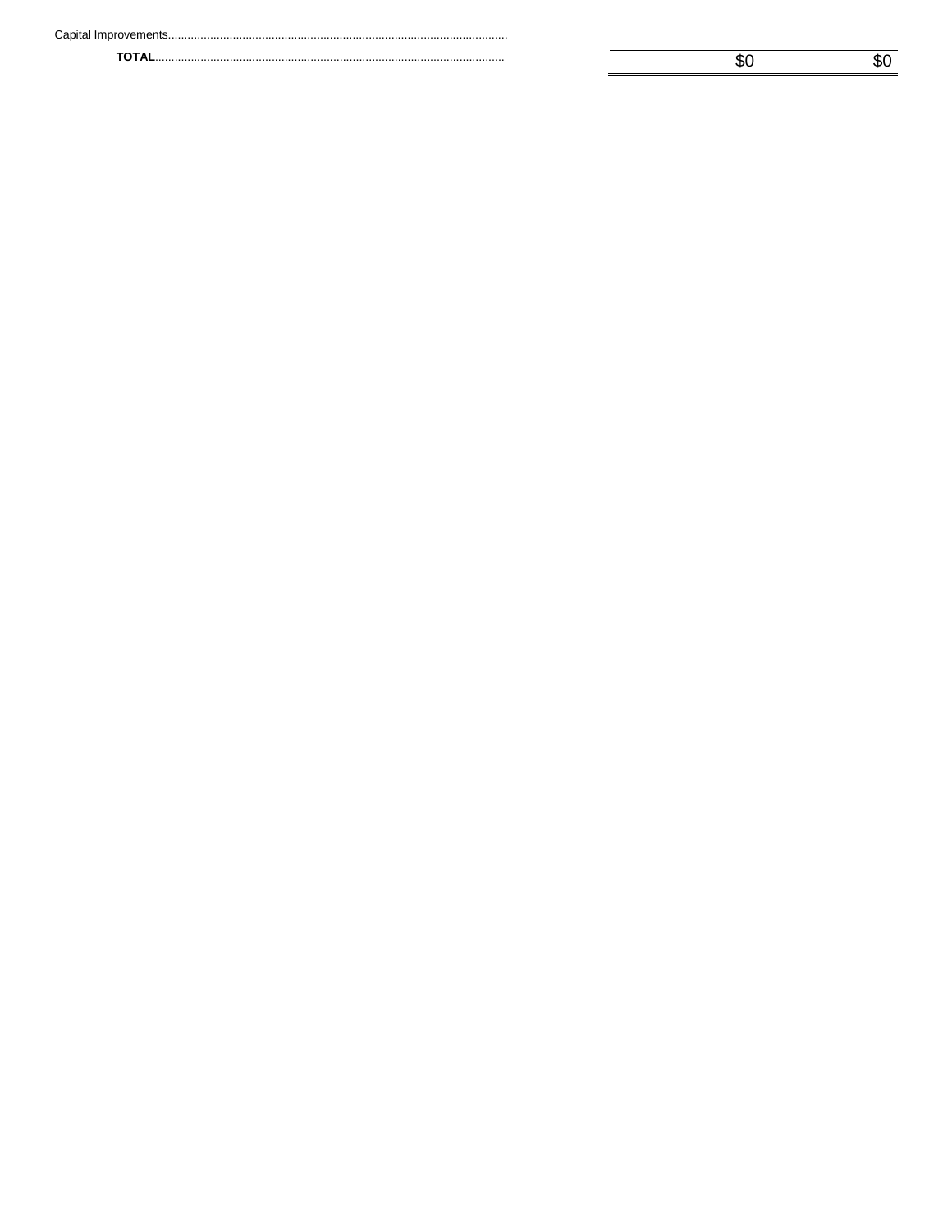| | | |
|---|---|---|
| Capital Improvements | | |
| **TOTAL** | $0 | $0 |